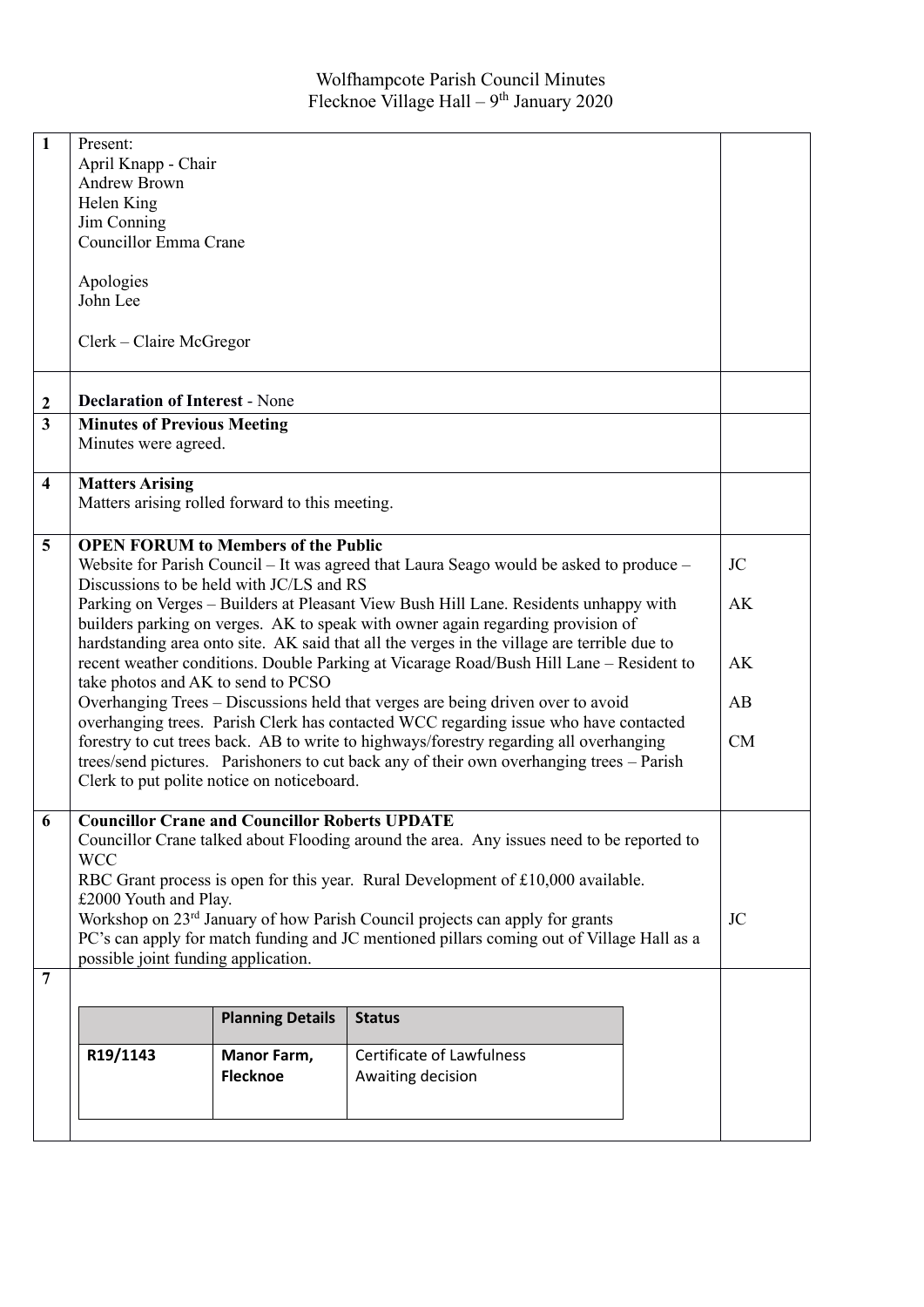# Wolfhampcote Parish Council Minutes
## Flecknoe Village Hall – 9th January 2020

| | | |
|---|---|---|
| 1 | Present:<br>April Knapp - Chair<br>Andrew Brown<br>Helen King<br>Jim Conning<br>Councillor Emma Crane<br><br>Apologies<br>John Lee<br><br>Clerk – Claire McGregor | |
| 2 | **Declaration of Interest** - None | |
| 3 | **Minutes of Previous Meeting**<br>Minutes were agreed. | |
| 4 | **Matters Arising**<br>Matters arising rolled forward to this meeting. | |
| 5 | **OPEN FORUM to Members of the Public**<br>Website for Parish Council – It was agreed that Laura Seago would be asked to produce – Discussions to be held with JC/LS and RS<br>Parking on Verges – Builders at Pleasant View Bush Hill Lane. Residents unhappy with builders parking on verges. AK to speak with owner again regarding provision of hardstanding area onto site. AK said that all the verges in the village are terrible due to recent weather conditions. Double Parking at Vicarage Road/Bush Hill Lane – Resident to take photos and AK to send to PCSO<br>Overhanging Trees – Discussions held that verges are being driven over to avoid overhanging trees. Parish Clerk has contacted WCC regarding issue who have contacted forestry to cut trees back. AB to write to highways/forestry regarding all overhanging trees/send pictures. Parishoners to cut back any of their own overhanging trees – Parish Clerk to put polite notice on noticeboard. | JC<br><br>AK<br><br>AK<br><br>AB<br><br>CM |
| 6 | **Councillor Crane and Councillor Roberts UPDATE**<br>Councillor Crane talked about Flooding around the area. Any issues need to be reported to WCC<br>RBC Grant process is open for this year. Rural Development of £10,000 available. £2000 Youth and Play.<br>Workshop on 23rd January of how Parish Council projects can apply for grants<br>PC's can apply for match funding and JC mentioned pillars coming out of Village Hall as a possible joint funding application. | JC |
| 7 | (see planning table below) | |

| | Planning Details | Status |
|---|---|---|
| R19/1143 | **Manor Farm, Flecknoe** | Certificate of Lawfulness<br>Awaiting decision |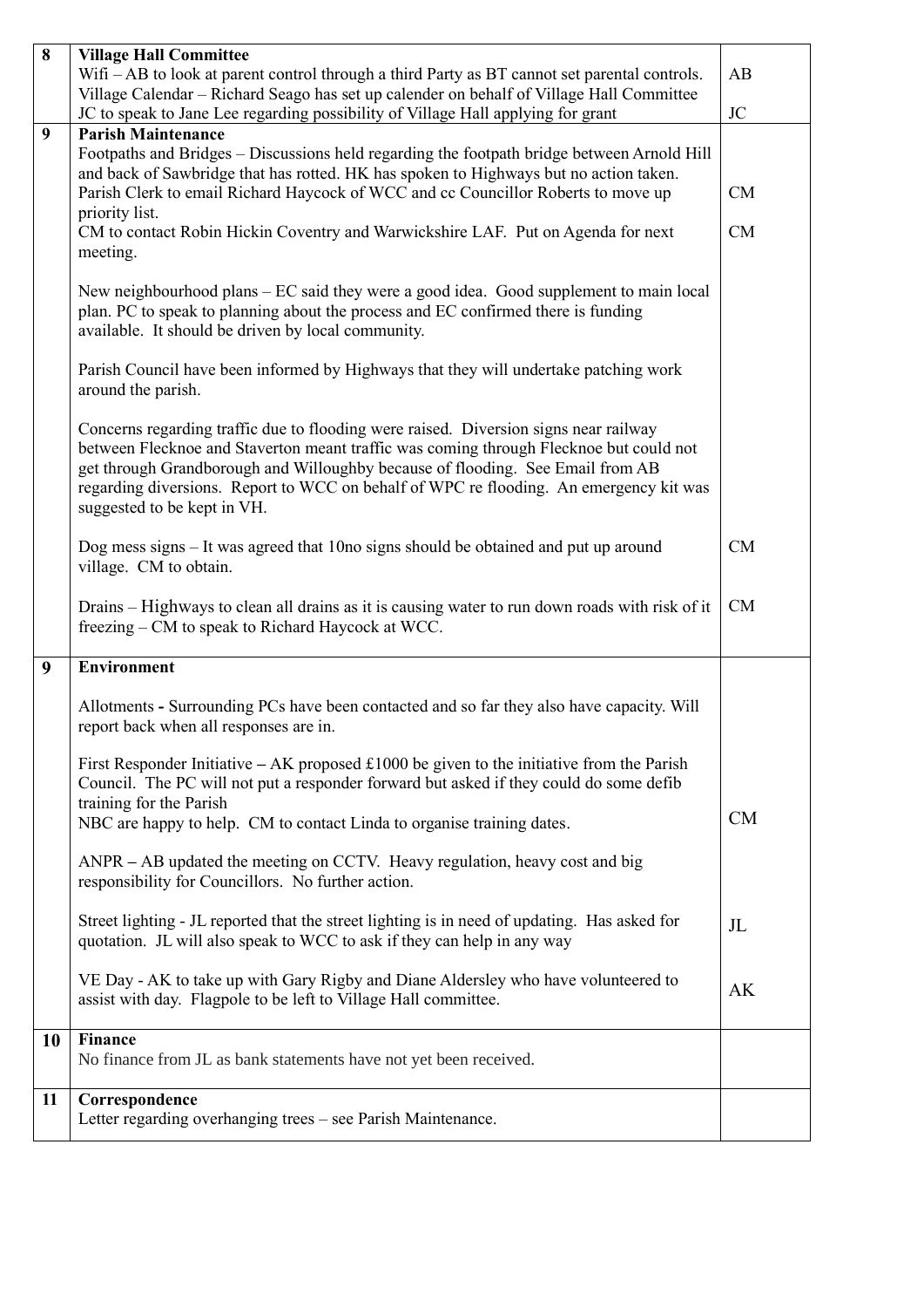| 8 | **Village Hall Committee**<br>Wifi – AB to look at parent control through a third Party as BT cannot set parental controls.<br>Village Calendar – Richard Seago has set up calender on behalf of Village Hall Committee<br>JC to speak to Jane Lee regarding possibility of Village Hall applying for grant | AB<br><br>JC |
|---|---|---|
| 9 | **Parish Maintenance**<br>Footpaths and Bridges – Discussions held regarding the footpath bridge between Arnold Hill and back of Sawbridge that has rotted. HK has spoken to Highways but no action taken. Parish Clerk to email Richard Haycock of WCC and cc Councillor Roberts to move up priority list.<br>CM to contact Robin Hickin Coventry and Warwickshire LAF. Put on Agenda for next meeting.<br><br>New neighbourhood plans – EC said they were a good idea. Good supplement to main local plan. PC to speak to planning about the process and EC confirmed there is funding available. It should be driven by local community.<br><br>Parish Council have been informed by Highways that they will undertake patching work around the parish.<br><br>Concerns regarding traffic due to flooding were raised. Diversion signs near railway between Flecknoe and Staverton meant traffic was coming through Flecknoe but could not get through Grandborough and Willoughby because of flooding. See Email from AB regarding diversions. Report to WCC on behalf of WPC re flooding. An emergency kit was suggested to be kept in VH.<br><br>Dog mess signs – It was agreed that 10no signs should be obtained and put up around village. CM to obtain.<br><br>Drains – Highways to clean all drains as it is causing water to run down roads with risk of it freezing – CM to speak to Richard Haycock at WCC. | CM<br><br>CM<br><br><br><br><br><br><br><br>CM<br><br>CM |
| 9 | **Environment**<br><br>Allotments - Surrounding PCs have been contacted and so far they also have capacity. Will report back when all responses are in.<br><br>First Responder Initiative – AK proposed £1000 be given to the initiative from the Parish Council. The PC will not put a responder forward but asked if they could do some defib training for the Parish<br>NBC are happy to help. CM to contact Linda to organise training dates.<br><br>ANPR – AB updated the meeting on CCTV. Heavy regulation, heavy cost and big responsibility for Councillors. No further action.<br><br>Street lighting - JL reported that the street lighting is in need of updating. Has asked for quotation. JL will also speak to WCC to ask if they can help in any way<br><br>VE Day - AK to take up with Gary Rigby and Diane Aldersley who have volunteered to assist with day. Flagpole to be left to Village Hall committee. | <br><br><br><br><br>CM<br><br><br><br>JL<br><br>AK |
| 10 | **Finance**<br>No finance from JL as bank statements have not yet been received. | |
| 11 | **Correspondence**<br>Letter regarding overhanging trees – see Parish Maintenance. | |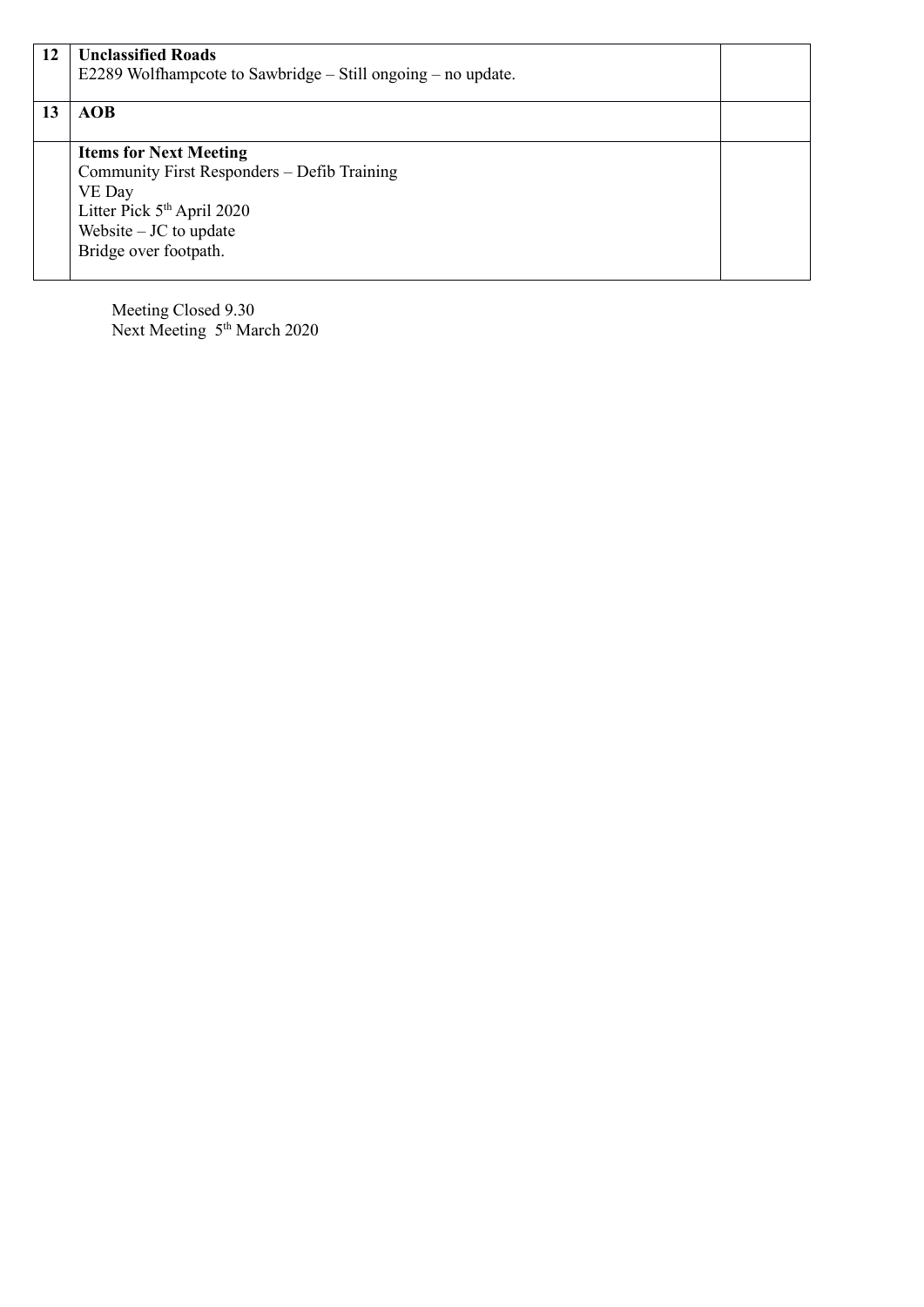| | | |
|---|---|---|
| **12** | **Unclassified Roads**<br>E2289 Wolfhampcote to Sawbridge – Still ongoing – no update. | |
| **13** | **AOB** | |
| | **Items for Next Meeting**<br>Community First Responders – Defib Training<br>VE Day<br>Litter Pick 5th April 2020<br>Website – JC to update<br>Bridge over footpath. | |

Meeting Closed 9.30
Next Meeting 5th March 2020